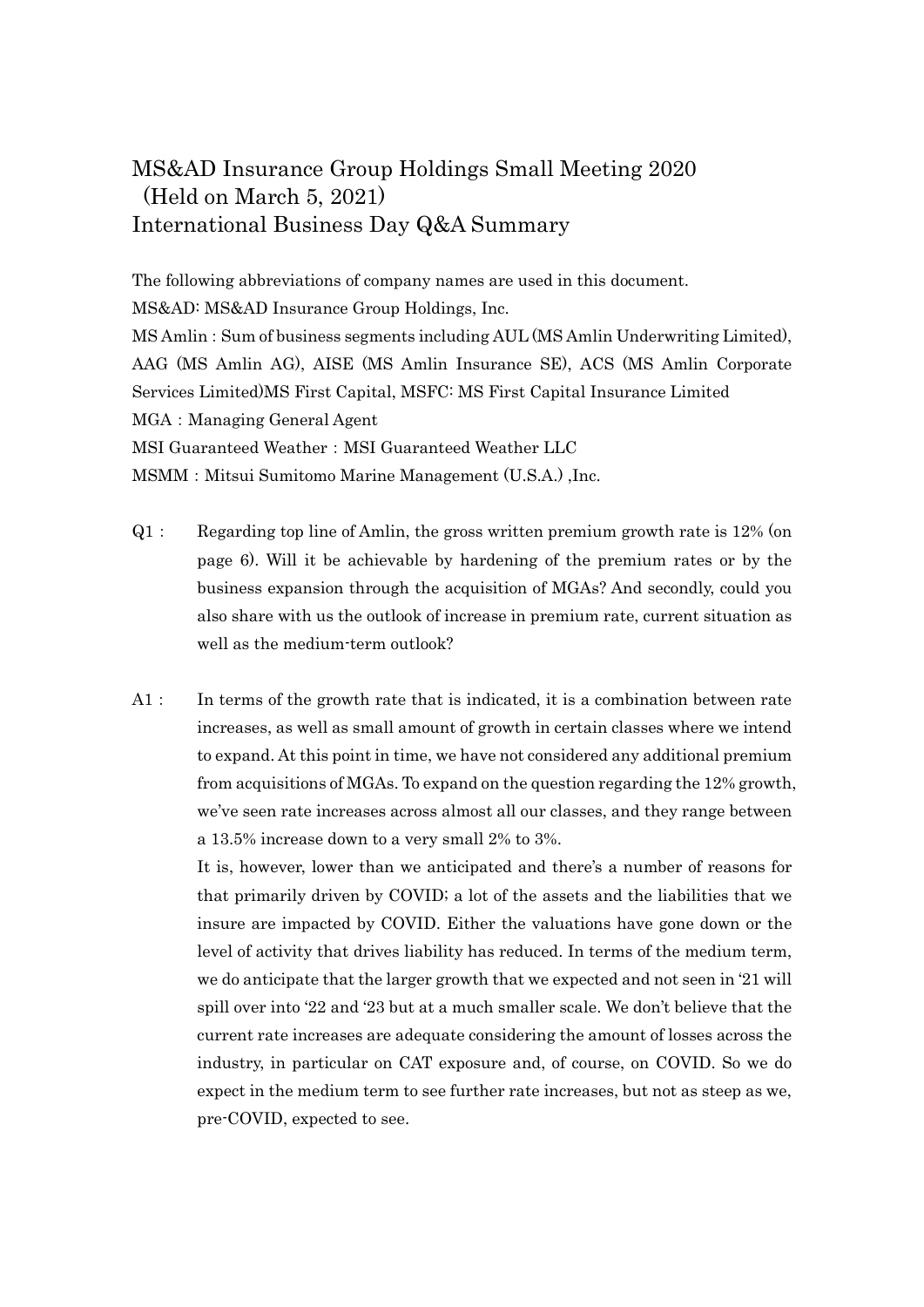# MS&AD Insurance Group Holdings Small Meeting 2020 (Held on March 5, 2021) International Business Day Q&A Summary

The following abbreviations of company names are used in this document.

MS&AD: MS&AD Insurance Group Holdings, Inc.

MS Amlin : Sum of business segments including AUL (MS Amlin Underwriting Limited), AAG (MS Amlin AG), AISE (MS Amlin Insurance SE), ACS (MS Amlin Corporate Services Limited)MS First Capital, MSFC: MS First Capital Insurance Limited

MGA : Managing General Agent

MSI Guaranteed Weather : MSI Guaranteed Weather LLC

MSMM : Mitsui Sumitomo Marine Management (U.S.A.) ,Inc.

Q1 : Regarding top line of Amlin, the gross written premium growth rate is 12% (on page 6). Will it be achievable by hardening of the premium rates or by the business expansion through the acquisition of MGAs? And secondly, could you also share with us the outlook of increase in premium rate, current situation as well as the medium-term outlook?

A1 : In terms of the growth rate that is indicated, it is a combination between rate increases, as well as small amount of growth in certain classes where we intend to expand. At this point in time, we have not considered any additional premium from acquisitions of MGAs. To expand on the question regarding the 12% growth, we've seen rate increases across almost all our classes, and they range between a 13.5% increase down to a very small 2% to 3%.

It is, however, lower than we anticipated and there's a number of reasons for that primarily driven by COVID; a lot of the assets and the liabilities that we insure are impacted by COVID. Either the valuations have gone down or the level of activity that drives liability has reduced. In terms of the medium term, we do anticipate that the larger growth that we expected and not seen in '21 will spill over into '22 and '23 but at a much smaller scale. We don't believe that the current rate increases are adequate considering the amount of losses across the industry, in particular on CAT exposure and, of course, on COVID. So we do expect in the medium term to see further rate increases, but not as steep as we, pre-COVID, expected to see.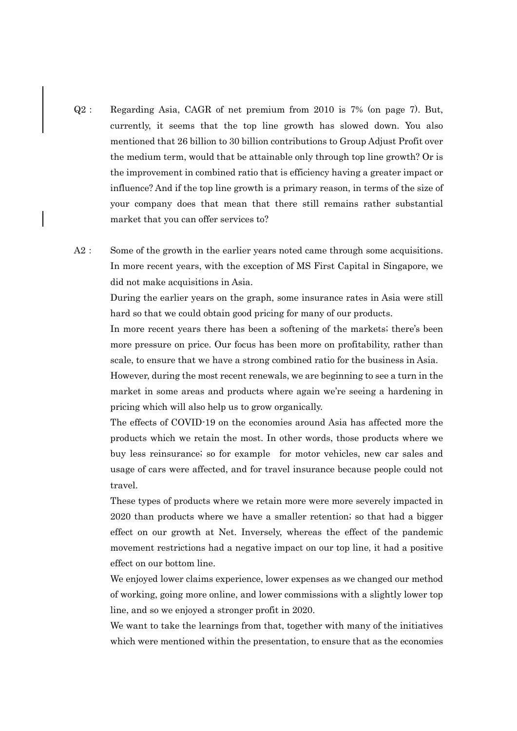Q2 : Regarding Asia, CAGR of net premium from 2010 is 7% (on page 7). But, currently, it seems that the top line growth has slowed down. You also mentioned that 26 billion to 30 billion contributions to Group Adjust Profit over the medium term, would that be attainable only through top line growth? Or is the improvement in combined ratio that is efficiency having a greater impact or influence? And if the top line growth is a primary reason, in terms of the size of your company does that mean that there still remains rather substantial market that you can offer services to?

A2 : Some of the growth in the earlier years noted came through some acquisitions. In more recent years, with the exception of MS First Capital in Singapore, we did not make acquisitions in Asia.

During the earlier years on the graph, some insurance rates in Asia were still hard so that we could obtain good pricing for many of our products.

In more recent years there has been a softening of the markets; there's been more pressure on price. Our focus has been more on profitability, rather than scale, to ensure that we have a strong combined ratio for the business in Asia.

However, during the most recent renewals, we are beginning to see a turn in the market in some areas and products where again we're seeing a hardening in pricing which will also help us to grow organically.

The effects of COVID-19 on the economies around Asia has affected more the products which we retain the most. In other words, those products where we buy less reinsurance; so for example for motor vehicles, new car sales and usage of cars were affected, and for travel insurance because people could not travel.

These types of products where we retain more were more severely impacted in 2020 than products where we have a smaller retention; so that had a bigger effect on our growth at Net. Inversely, whereas the effect of the pandemic movement restrictions had a negative impact on our top line, it had a positive effect on our bottom line.

We enjoyed lower claims experience, lower expenses as we changed our method of working, going more online, and lower commissions with a slightly lower top line, and so we enjoyed a stronger profit in 2020.

We want to take the learnings from that, together with many of the initiatives which were mentioned within the presentation, to ensure that as the economies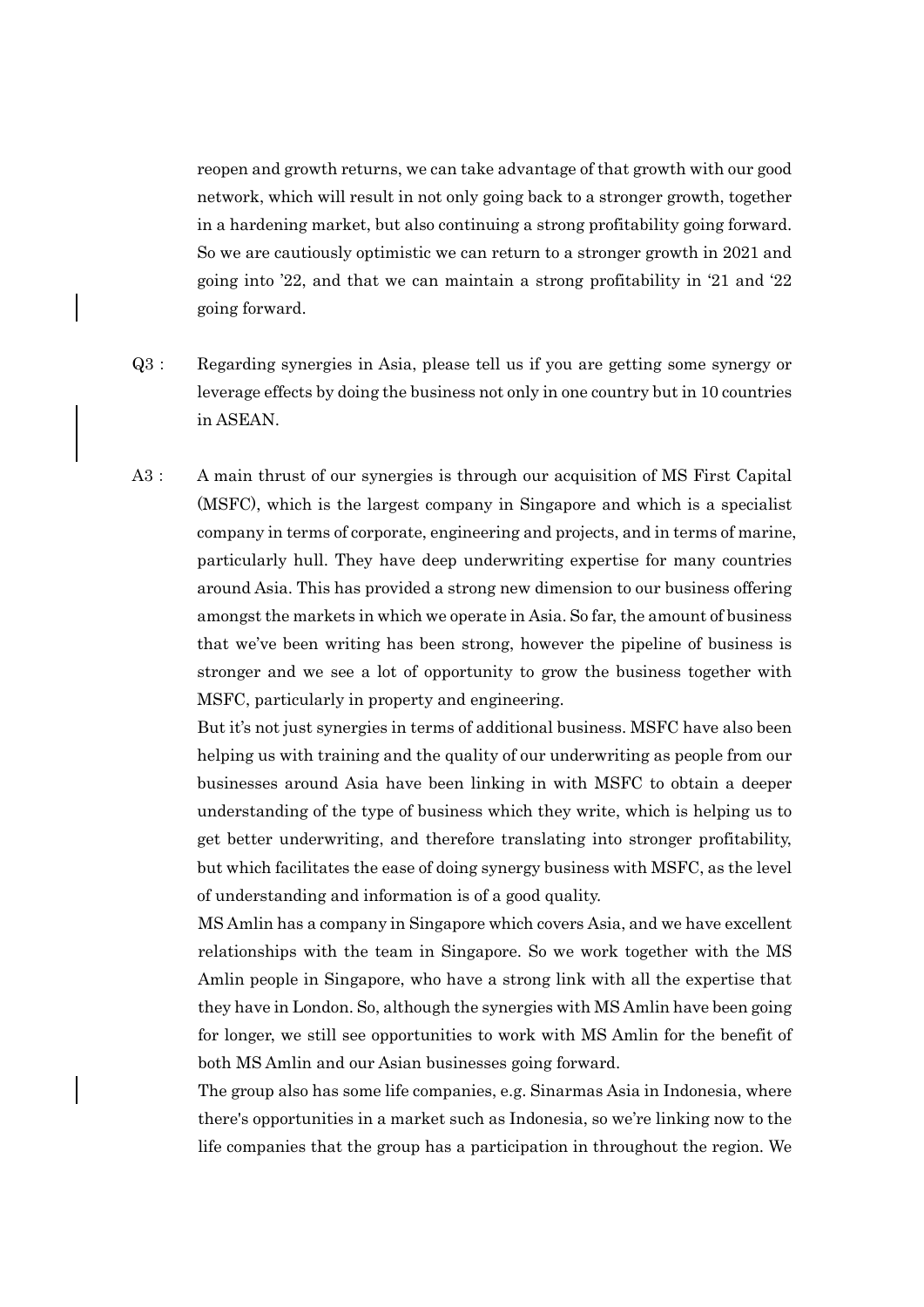reopen and growth returns, we can take advantage of that growth with our good network, which will result in not only going back to a stronger growth, together in a hardening market, but also continuing a strong profitability going forward. So we are cautiously optimistic we can return to a stronger growth in 2021 and going into '22, and that we can maintain a strong profitability in '21 and '22 going forward.

Q3 : Regarding synergies in Asia, please tell us if you are getting some synergy or leverage effects by doing the business not only in one country but in 10 countries in ASEAN.

A3 : A main thrust of our synergies is through our acquisition of MS First Capital (MSFC), which is the largest company in Singapore and which is a specialist company in terms of corporate, engineering and projects, and in terms of marine, particularly hull. They have deep underwriting expertise for many countries around Asia. This has provided a strong new dimension to our business offering amongst the markets in which we operate in Asia. So far, the amount of business that we've been writing has been strong, however the pipeline of business is stronger and we see a lot of opportunity to grow the business together with MSFC, particularly in property and engineering.

But it's not just synergies in terms of additional business. MSFC have also been helping us with training and the quality of our underwriting as people from our businesses around Asia have been linking in with MSFC to obtain a deeper understanding of the type of business which they write, which is helping us to get better underwriting, and therefore translating into stronger profitability, but which facilitates the ease of doing synergy business with MSFC, as the level of understanding and information is of a good quality.

MS Amlin has a company in Singapore which covers Asia, and we have excellent relationships with the team in Singapore. So we work together with the MS Amlin people in Singapore, who have a strong link with all the expertise that they have in London. So, although the synergies with MS Amlin have been going for longer, we still see opportunities to work with MS Amlin for the benefit of both MS Amlin and our Asian businesses going forward.

The group also has some life companies, e.g. Sinarmas Asia in Indonesia, where there's opportunities in a market such as Indonesia, so we're linking now to the life companies that the group has a participation in throughout the region. We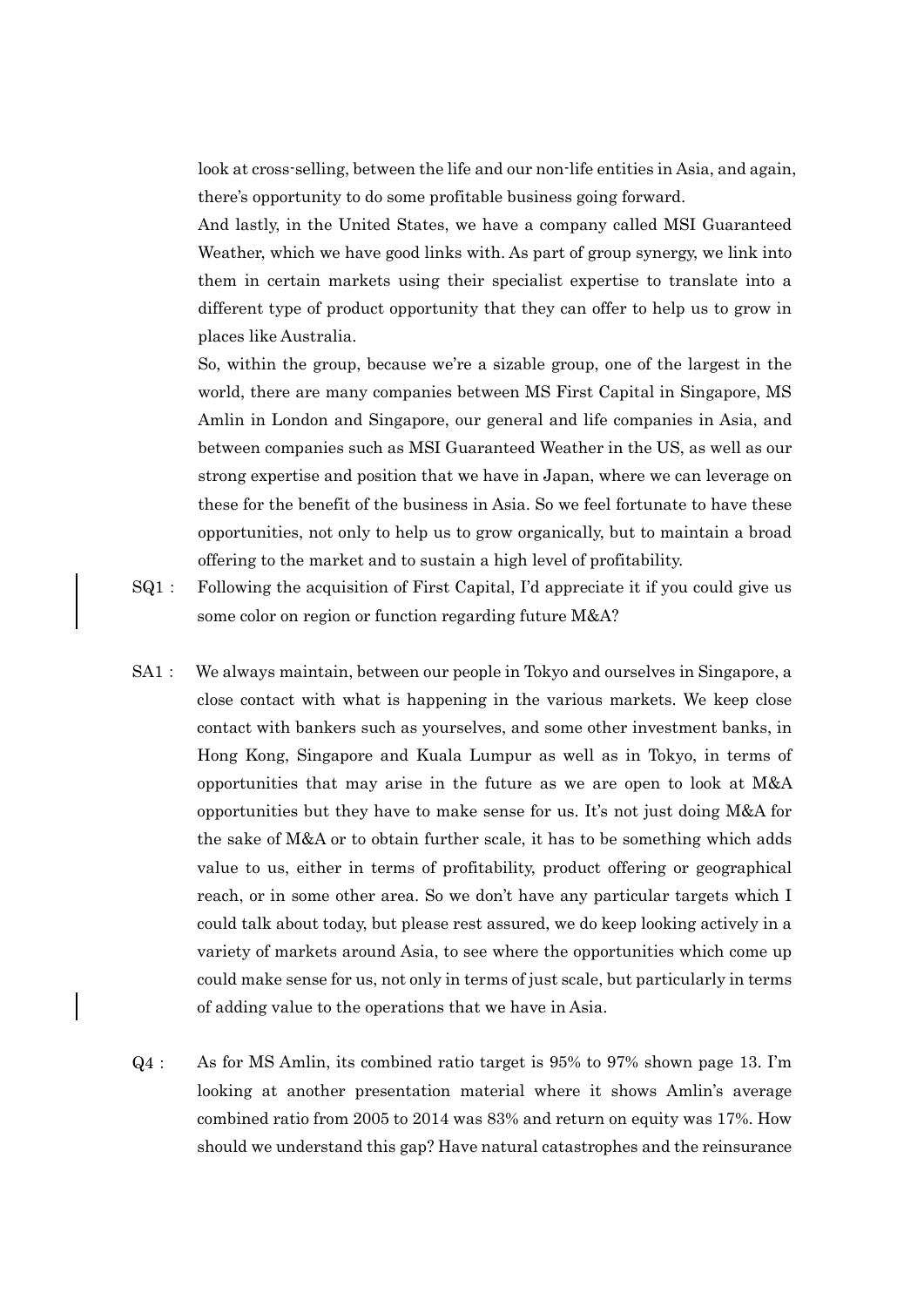look at cross-selling, between the life and our non-life entities in Asia, and again, there's opportunity to do some profitable business going forward.

And lastly, in the United States, we have a company called MSI Guaranteed Weather, which we have good links with. As part of group synergy, we link into them in certain markets using their specialist expertise to translate into a different type of product opportunity that they can offer to help us to grow in places like Australia.

So, within the group, because we're a sizable group, one of the largest in the world, there are many companies between MS First Capital in Singapore, MS Amlin in London and Singapore, our general and life companies in Asia, and between companies such as MSI Guaranteed Weather in the US, as well as our strong expertise and position that we have in Japan, where we can leverage on these for the benefit of the business in Asia. So we feel fortunate to have these opportunities, not only to help us to grow organically, but to maintain a broad offering to the market and to sustain a high level of profitability.

SQ1 : Following the acquisition of First Capital, I'd appreciate it if you could give us some color on region or function regarding future M&A?

SA1 : We always maintain, between our people in Tokyo and ourselves in Singapore, a close contact with what is happening in the various markets. We keep close contact with bankers such as yourselves, and some other investment banks, in Hong Kong, Singapore and Kuala Lumpur as well as in Tokyo, in terms of opportunities that may arise in the future as we are open to look at M&A opportunities but they have to make sense for us. It's not just doing M&A for the sake of M&A or to obtain further scale, it has to be something which adds value to us, either in terms of profitability, product offering or geographical reach, or in some other area. So we don't have any particular targets which I could talk about today, but please rest assured, we do keep looking actively in a variety of markets around Asia, to see where the opportunities which come up could make sense for us, not only in terms of just scale, but particularly in terms of adding value to the operations that we have in Asia.

Q4 : As for MS Amlin, its combined ratio target is 95% to 97% shown page 13. I'm looking at another presentation material where it shows Amlin's average combined ratio from 2005 to 2014 was 83% and return on equity was 17%. How should we understand this gap? Have natural catastrophes and the reinsurance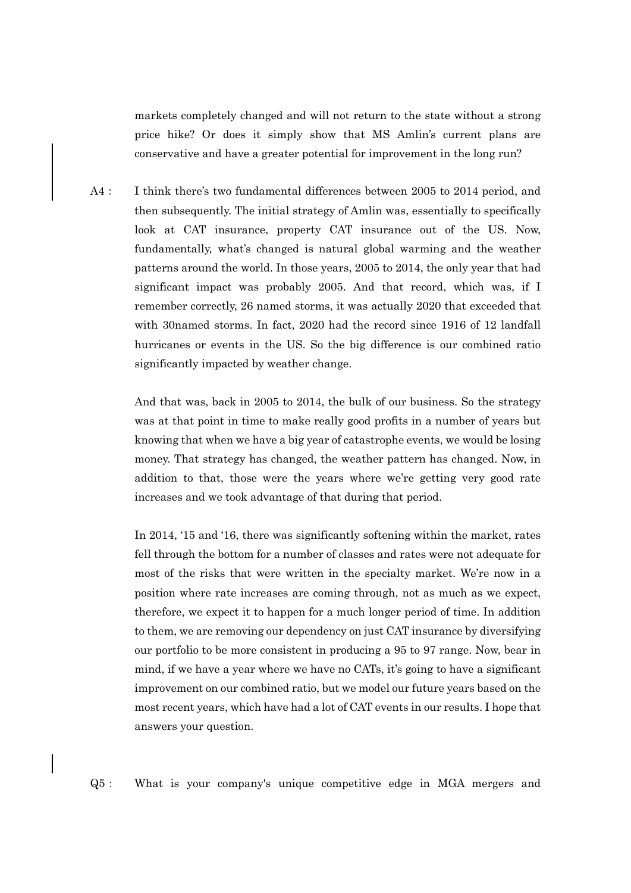markets completely changed and will not return to the state without a strong price hike? Or does it simply show that MS Amlin's current plans are conservative and have a greater potential for improvement in the long run?

A4 : I think there's two fundamental differences between 2005 to 2014 period, and then subsequently. The initial strategy of Amlin was, essentially to specifically look at CAT insurance, property CAT insurance out of the US. Now, fundamentally, what's changed is natural global warming and the weather patterns around the world. In those years, 2005 to 2014, the only year that had significant impact was probably 2005. And that record, which was, if I remember correctly, 26 named storms, it was actually 2020 that exceeded that with 30named storms. In fact, 2020 had the record since 1916 of 12 landfall hurricanes or events in the US. So the big difference is our combined ratio significantly impacted by weather change.

And that was, back in 2005 to 2014, the bulk of our business. So the strategy was at that point in time to make really good profits in a number of years but knowing that when we have a big year of catastrophe events, we would be losing money. That strategy has changed, the weather pattern has changed. Now, in addition to that, those were the years where we're getting very good rate increases and we took advantage of that during that period.

In 2014, '15 and '16, there was significantly softening within the market, rates fell through the bottom for a number of classes and rates were not adequate for most of the risks that were written in the specialty market. We're now in a position where rate increases are coming through, not as much as we expect, therefore, we expect it to happen for a much longer period of time. In addition to them, we are removing our dependency on just CAT insurance by diversifying our portfolio to be more consistent in producing a 95 to 97 range. Now, bear in mind, if we have a year where we have no CATs, it's going to have a significant improvement on our combined ratio, but we model our future years based on the most recent years, which have had a lot of CAT events in our results. I hope that answers your question.

Q5 : What is your company's unique competitive edge in MGA mergers and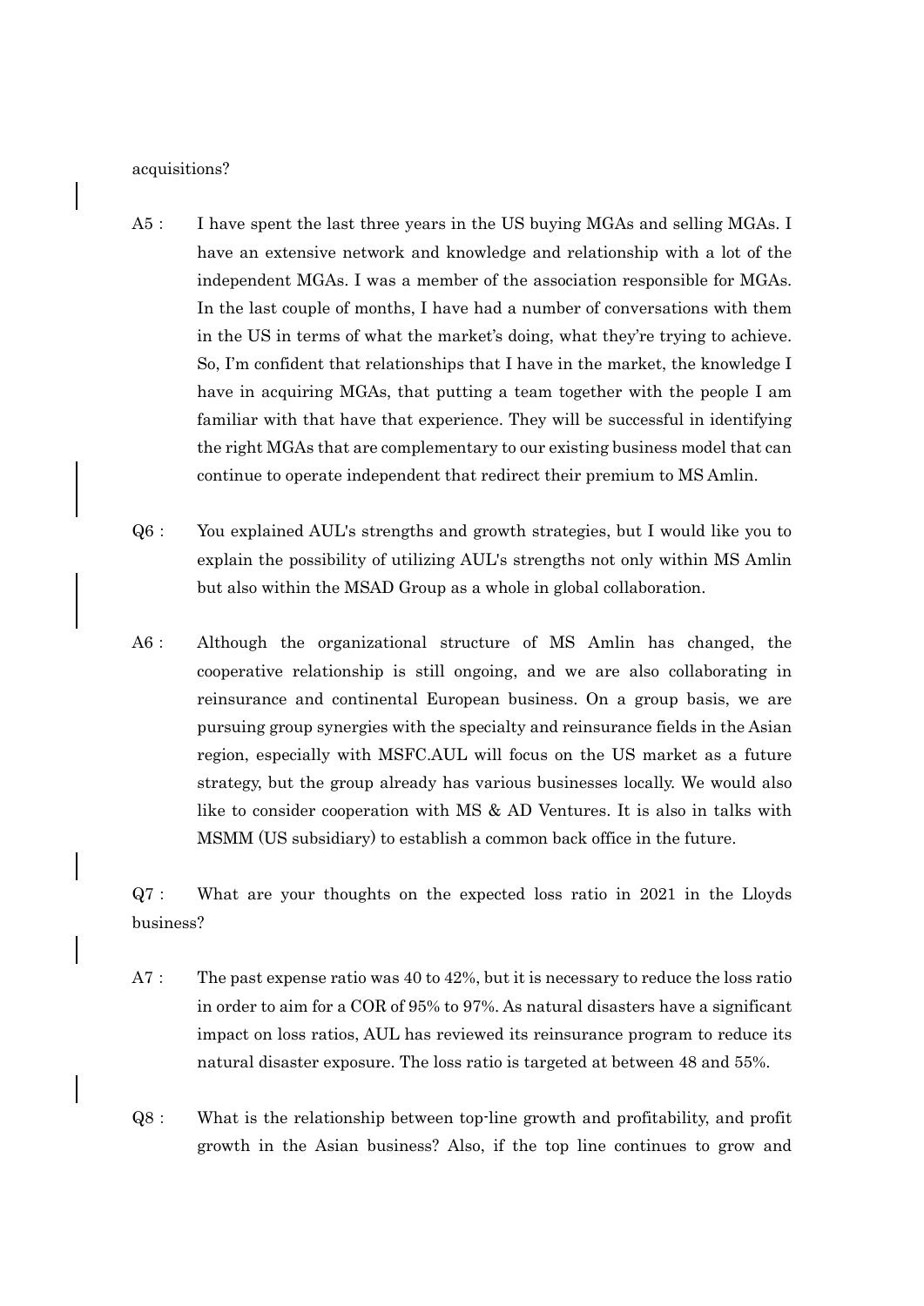acquisitions?

A5 : I have spent the last three years in the US buying MGAs and selling MGAs. I have an extensive network and knowledge and relationship with a lot of the independent MGAs. I was a member of the association responsible for MGAs. In the last couple of months, I have had a number of conversations with them in the US in terms of what the market's doing, what they're trying to achieve. So, I'm confident that relationships that I have in the market, the knowledge I have in acquiring MGAs, that putting a team together with the people I am familiar with that have that experience. They will be successful in identifying the right MGAs that are complementary to our existing business model that can continue to operate independent that redirect their premium to MS Amlin.

Q6 : You explained AUL's strengths and growth strategies, but I would like you to explain the possibility of utilizing AUL's strengths not only within MS Amlin but also within the MSAD Group as a whole in global collaboration.

A6 : Although the organizational structure of MS Amlin has changed, the cooperative relationship is still ongoing, and we are also collaborating in reinsurance and continental European business. On a group basis, we are pursuing group synergies with the specialty and reinsurance fields in the Asian region, especially with MSFC.AUL will focus on the US market as a future strategy, but the group already has various businesses locally. We would also like to consider cooperation with MS & AD Ventures. It is also in talks with MSMM (US subsidiary) to establish a common back office in the future.

Q7 : What are your thoughts on the expected loss ratio in 2021 in the Lloyds business?

A7 : The past expense ratio was 40 to 42%, but it is necessary to reduce the loss ratio in order to aim for a COR of 95% to 97%. As natural disasters have a significant impact on loss ratios, AUL has reviewed its reinsurance program to reduce its natural disaster exposure. The loss ratio is targeted at between 48 and 55%.

Q8 : What is the relationship between top-line growth and profitability, and profit growth in the Asian business? Also, if the top line continues to grow and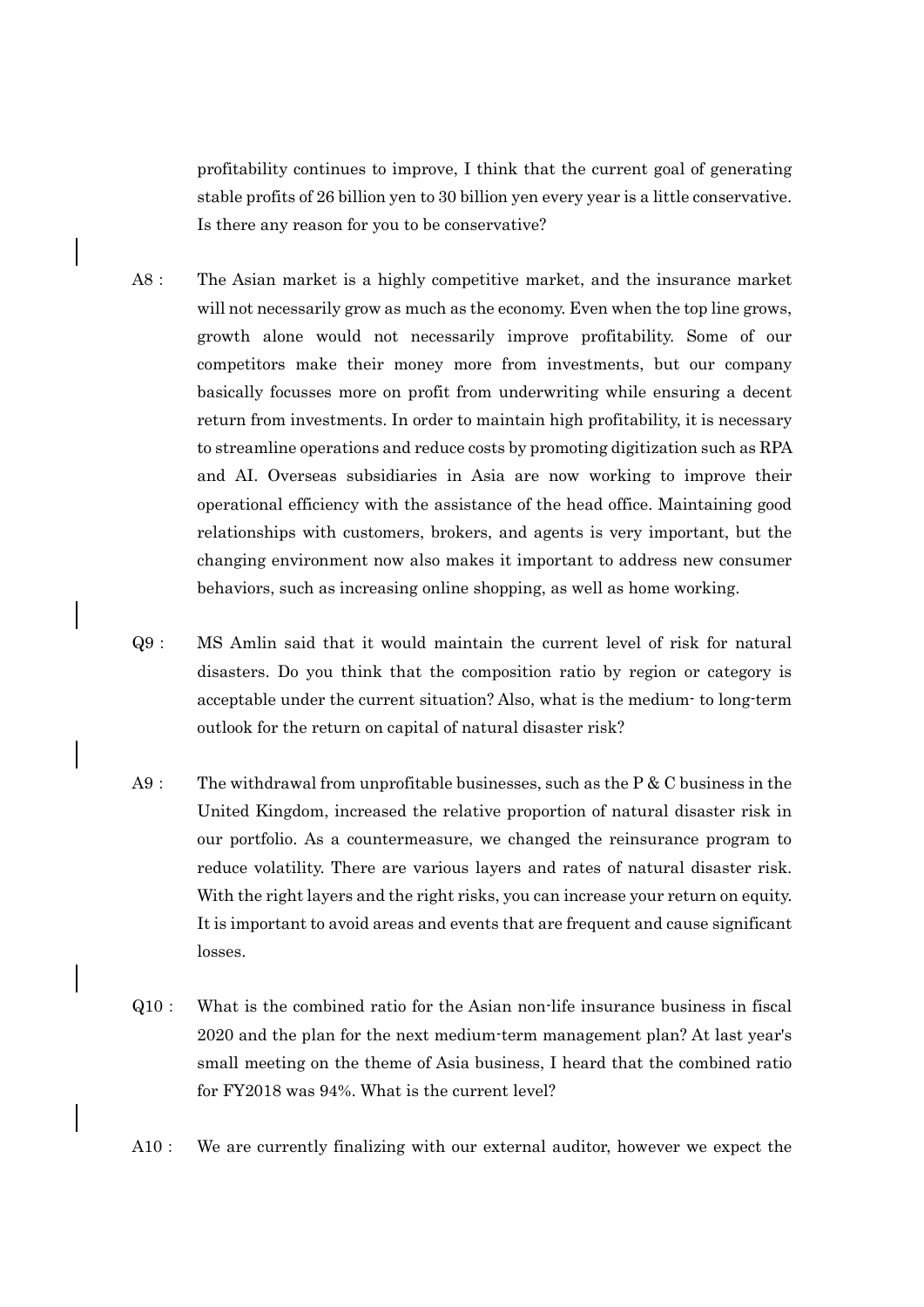profitability continues to improve, I think that the current goal of generating stable profits of 26 billion yen to 30 billion yen every year is a little conservative. Is there any reason for you to be conservative?

A8 : The Asian market is a highly competitive market, and the insurance market will not necessarily grow as much as the economy. Even when the top line grows, growth alone would not necessarily improve profitability. Some of our competitors make their money more from investments, but our company basically focusses more on profit from underwriting while ensuring a decent return from investments. In order to maintain high profitability, it is necessary to streamline operations and reduce costs by promoting digitization such as RPA and AI. Overseas subsidiaries in Asia are now working to improve their operational efficiency with the assistance of the head office. Maintaining good relationships with customers, brokers, and agents is very important, but the changing environment now also makes it important to address new consumer behaviors, such as increasing online shopping, as well as home working.

Q9 : MS Amlin said that it would maintain the current level of risk for natural disasters. Do you think that the composition ratio by region or category is acceptable under the current situation? Also, what is the medium- to long-term outlook for the return on capital of natural disaster risk?

A9 : The withdrawal from unprofitable businesses, such as the P & C business in the United Kingdom, increased the relative proportion of natural disaster risk in our portfolio. As a countermeasure, we changed the reinsurance program to reduce volatility. There are various layers and rates of natural disaster risk. With the right layers and the right risks, you can increase your return on equity. It is important to avoid areas and events that are frequent and cause significant losses.

Q10 : What is the combined ratio for the Asian non-life insurance business in fiscal 2020 and the plan for the next medium-term management plan? At last year's small meeting on the theme of Asia business, I heard that the combined ratio for FY2018 was 94%. What is the current level?

A10 : We are currently finalizing with our external auditor, however we expect the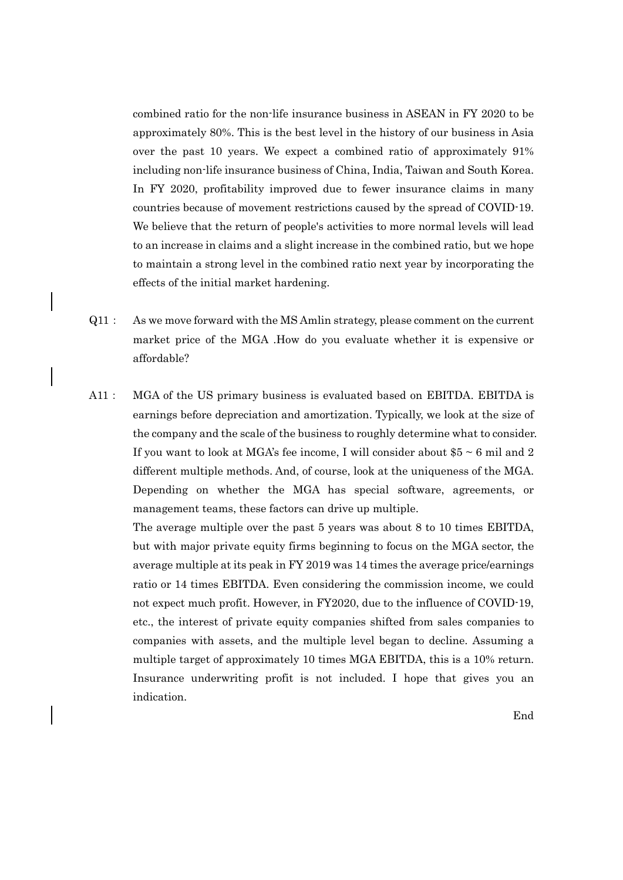combined ratio for the non-life insurance business in ASEAN in FY 2020 to be approximately 80%. This is the best level in the history of our business in Asia over the past 10 years. We expect a combined ratio of approximately 91% including non-life insurance business of China, India, Taiwan and South Korea. In FY 2020, profitability improved due to fewer insurance claims in many countries because of movement restrictions caused by the spread of COVID-19. We believe that the return of people's activities to more normal levels will lead to an increase in claims and a slight increase in the combined ratio, but we hope to maintain a strong level in the combined ratio next year by incorporating the effects of the initial market hardening.

Q11 : As we move forward with the MS Amlin strategy, please comment on the current market price of the MGA .How do you evaluate whether it is expensive or affordable?

A11 : MGA of the US primary business is evaluated based on EBITDA. EBITDA is earnings before depreciation and amortization. Typically, we look at the size of the company and the scale of the business to roughly determine what to consider. If you want to look at MGA's fee income, I will consider about \$5 ~ 6 mil and 2 different multiple methods. And, of course, look at the uniqueness of the MGA. Depending on whether the MGA has special software, agreements, or management teams, these factors can drive up multiple.

The average multiple over the past 5 years was about 8 to 10 times EBITDA, but with major private equity firms beginning to focus on the MGA sector, the average multiple at its peak in FY 2019 was 14 times the average price/earnings ratio or 14 times EBITDA. Even considering the commission income, we could not expect much profit. However, in FY2020, due to the influence of COVID-19, etc., the interest of private equity companies shifted from sales companies to companies with assets, and the multiple level began to decline. Assuming a multiple target of approximately 10 times MGA EBITDA, this is a 10% return. Insurance underwriting profit is not included. I hope that gives you an indication.

End